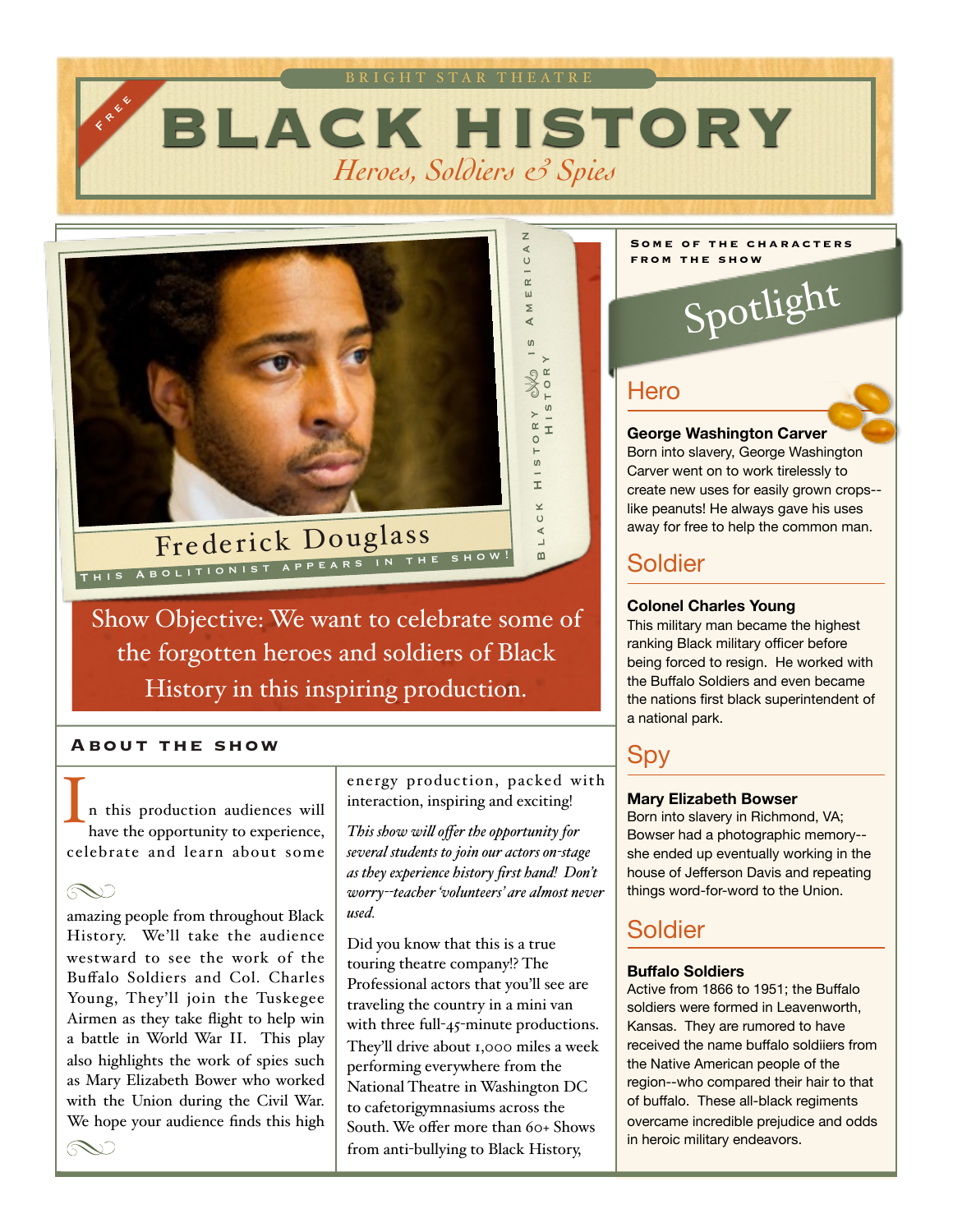BRIGHT STAR THEATRE

FREE

# BLACK HISTORY

*Heroes, Soldiers & Spies*

Frederick Douglass

THIS ABOLITIONIST APPEARS IN THE SHOW!

BLACK HISTORY IS AMERICAN HISTORY

Show Objective: We want to celebrate some of the forgotten heroes and soldiers of Black History in this inspiring production.

## About the Show

In this production audiences will have the opportunity to experience, celebrate and learn about some amazing people from throughout Black History. We'll take the audience westward to see the work of the Buffalo Soldiers and Col. Charles Young, They'll join the Tuskegee Airmen as they take flight to help win a battle in World War II. This play also highlights the work of spies such as Mary Elizabeth Bower who worked with the Union during the Civil War. We hope your audience finds this high energy production, packed with interaction, inspiring and exciting!

*This show will offer the opportunity for several students to join our actors on-stage as they experience history first hand! Don't worry--teacher 'volunteers' are almost never used.*

Did you know that this is a true touring theatre company!? The Professional actors that you'll see are traveling the country in a mini van with three full-45-minute productions. They'll drive about 1,000 miles a week performing everywhere from the National Theatre in Washington DC to cafetorigymnasiums across the South. We offer more than 60+ Shows from anti-bullying to Black History,

## Spotlight

SOME OF THE CHARACTERS FROM THE SHOW

### Hero

**George Washington Carver**
Born into slavery, George Washington Carver went on to work tirelessly to create new uses for easily grown crops--like peanuts! He always gave his uses away for free to help the common man.

### Soldier

**Colonel Charles Young**
This military man became the highest ranking Black military officer before being forced to resign. He worked with the Buffalo Soldiers and even became the nations first black superintendent of a national park.

### Spy

**Mary Elizabeth Bowser**
Born into slavery in Richmond, VA; Bowser had a photographic memory--she ended up eventually working in the house of Jefferson Davis and repeating things word-for-word to the Union.

### Soldier

**Buffalo Soldiers**
Active from 1866 to 1951; the Buffalo soldiers were formed in Leavenworth, Kansas. They are rumored to have received the name buffalo soldiiers from the Native American people of the region--who compared their hair to that of buffalo. These all-black regiments overcame incredible prejudice and odds in heroic military endeavors.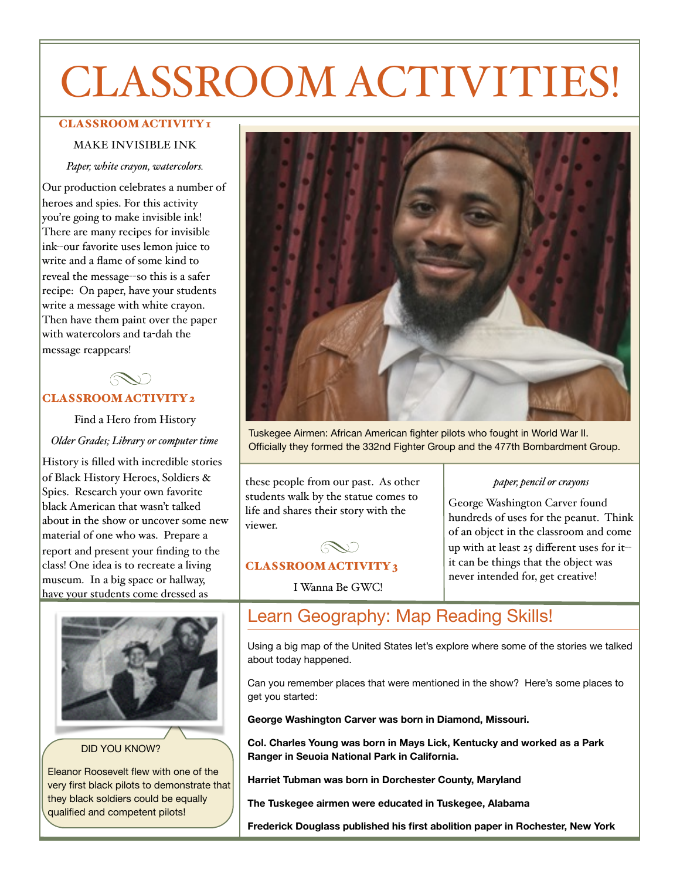# CLASSROOM ACTIVITIES!

## CLASSROOM ACTIVITY 1

MAKE INVISIBLE INK

*Paper, white crayon, watercolors.*

Our production celebrates a number of heroes and spies. For this activity you're going to make invisible ink! There are many recipes for invisible ink–our favorite uses lemon juice to write and a flame of some kind to reveal the message--so this is a safer recipe: On paper, have your students write a message with white crayon. Then have them paint over the paper with watercolors and ta-dah the message reappears!

## CLASSROOM ACTIVITY 2

Find a Hero from History

*Older Grades; Library or computer time*

History is filled with incredible stories of Black History Heroes, Soldiers & Spies. Research your own favorite black American that wasn't talked about in the show or uncover some new material of one who was. Prepare a report and present your finding to the class! One idea is to recreate a living museum. In a big space or hallway, have your students come dressed as these people from our past. As other students walk by the statue comes to life and shares their story with the viewer.

Tuskegee Airmen: African American fighter pilots who fought in World War II. Officially they formed the 332nd Fighter Group and the 477th Bombardment Group.

## CLASSROOM ACTIVITY 3

I Wanna Be GWC!

*paper, pencil or crayons*

George Washington Carver found hundreds of uses for the peanut. Think of an object in the classroom and come up with at least 25 different uses for it--it can be things that the object was never intended for, get creative!

DID YOU KNOW?

Eleanor Roosevelt flew with one of the very first black pilots to demonstrate that they black soldiers could be equally qualified and competent pilots!

## Learn Geography: Map Reading Skills!

Using a big map of the United States let's explore where some of the stories we talked about today happened.

Can you remember places that were mentioned in the show? Here's some places to get you started:

**George Washington Carver was born in Diamond, Missouri.**

**Col. Charles Young was born in Mays Lick, Kentucky and worked as a Park Ranger in Seuoia National Park in California.**

**Harriet Tubman was born in Dorchester County, Maryland**

**The Tuskegee airmen were educated in Tuskegee, Alabama**

**Frederick Douglass published his first abolition paper in Rochester, New York**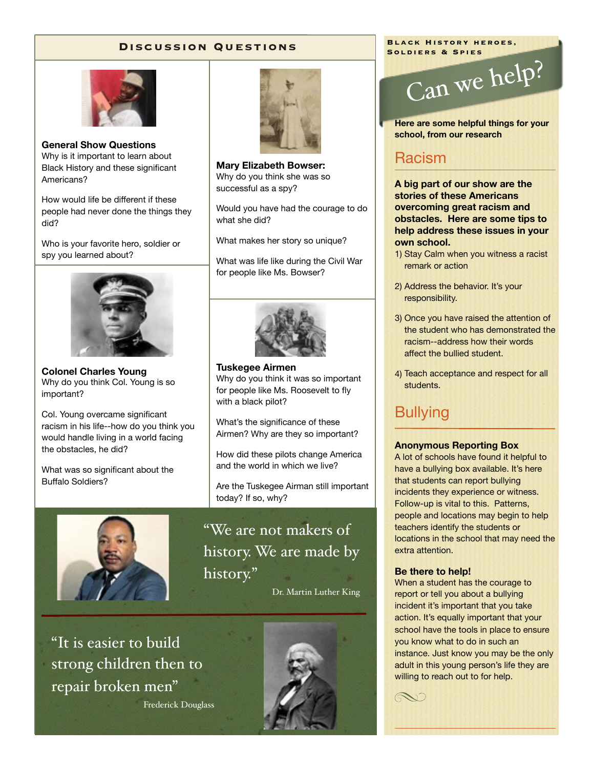# Discussion Questions

**General Show Questions**

Why is it important to learn about Black History and these significant Americans?

How would life be different if these people had never done the things they did?

Who is your favorite hero, soldier or spy you learned about?

**Colonel Charles Young**

Why do you think Col. Young is so important?

Col. Young overcame significant racism in his life--how do you think you would handle living in a world facing the obstacles, he did?

What was so significant about the Buffalo Soldiers?

**Mary Elizabeth Bowser:**

Why do you think she was so successful as a spy?

Would you have had the courage to do what she did?

What makes her story so unique?

What was life like during the Civil War for people like Ms. Bowser?

**Tuskegee Airmen**

Why do you think it was so important for people like Ms. Roosevelt to fly with a black pilot?

What's the significance of these Airmen? Why are they so important?

How did these pilots change America and the world in which we live?

Are the Tuskegee Airman still important today? If so, why?

"We are not makers of history. We are made by history."

Dr. Martin Luther King

"It is easier to build strong children then to repair broken men"

Frederick Douglass

# Black History Heroes, Soldiers & Spies

## Can we help?

**Here are some helpful things for your school, from our research**

## Racism

**A big part of our show are the stories of these Americans overcoming great racism and obstacles. Here are some tips to help address these issues in your own school.**

1) Stay Calm when you witness a racist remark or action
2) Address the behavior. It's your responsibility.
3) Once you have raised the attention of the student who has demonstrated the racism--address how their words affect the bullied student.
4) Teach acceptance and respect for all students.

## Bullying

**Anonymous Reporting Box**

A lot of schools have found it helpful to have a bullying box available. It's here that students can report bullying incidents they experience or witness. Follow-up is vital to this. Patterns, people and locations may begin to help teachers identify the students or locations in the school that may need the extra attention.

**Be there to help!**

When a student has the courage to report or tell you about a bullying incident it's important that you take action. It's equally important that your school have the tools in place to ensure you know what to do in such an instance. Just know you may be the only adult in this young person's life they are willing to reach out to for help.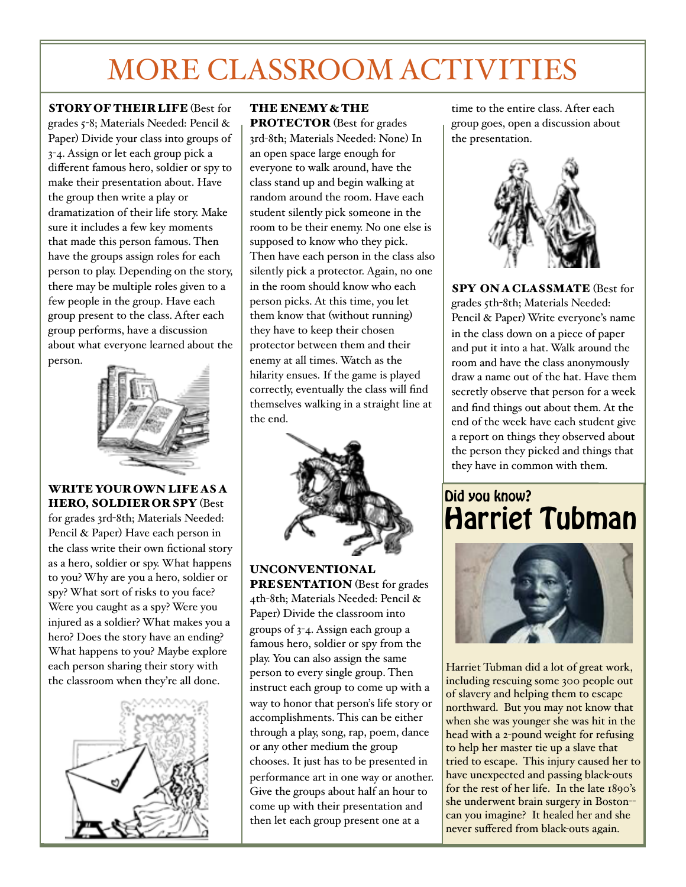# MORE CLASSROOM ACTIVITIES

**STORY OF THEIR LIFE** (Best for grades 5-8; Materials Needed: Pencil & Paper) Divide your class into groups of 3-4. Assign or let each group pick a different famous hero, soldier or spy to make their presentation about. Have the group then write a play or dramatization of their life story. Make sure it includes a few key moments that made this person famous. Then have the groups assign roles for each person to play. Depending on the story, there may be multiple roles given to a few people in the group. Have each group present to the class. After each group performs, have a discussion about what everyone learned about the person.

**WRITE YOUR OWN LIFE AS A HERO, SOLDIER OR SPY** (Best for grades 3rd-8th; Materials Needed: Pencil & Paper) Have each person in the class write their own fictional story as a hero, soldier or spy. What happens to you? Why are you a hero, soldier or spy? What sort of risks to you face? Were you caught as a spy? Were you injured as a soldier? What makes you a hero? Does the story have an ending? What happens to you? Maybe explore each person sharing their story with the classroom when they're all done.

**THE ENEMY & THE PROTECTOR** (Best for grades 3rd-8th; Materials Needed: None) In an open space large enough for everyone to walk around, have the class stand up and begin walking at random around the room. Have each student silently pick someone in the room to be their enemy. No one else is supposed to know who they pick. Then have each person in the class also silently pick a protector. Again, no one in the room should know who each person picks. At this time, you let them know that (without running) they have to keep their chosen protector between them and their enemy at all times. Watch as the hilarity ensues. If the game is played correctly, eventually the class will find themselves walking in a straight line at the end.

**UNCONVENTIONAL PRESENTATION** (Best for grades 4th-8th; Materials Needed: Pencil & Paper) Divide the classroom into groups of 3-4. Assign each group a famous hero, soldier or spy from the play. You can also assign the same person to every single group. Then instruct each group to come up with a way to honor that person's life story or accomplishments. This can be either through a play, song, rap, poem, dance or any other medium the group chooses. It just has to be presented in performance art in one way or another. Give the groups about half an hour to come up with their presentation and then let each group present one at a time to the entire class. After each group goes, open a discussion about the presentation.

**SPY ON A CLASSMATE** (Best for grades 5th-8th; Materials Needed: Pencil & Paper) Write everyone's name in the class down on a piece of paper and put it into a hat. Walk around the room and have the class anonymously draw a name out of the hat. Have them secretly observe that person for a week and find things out about them. At the end of the week have each student give a report on things they observed about the person they picked and things that they have in common with them.

## Did you know? Harriet Tubman

Harriet Tubman did a lot of great work, including rescuing some 300 people out of slavery and helping them to escape northward. But you may not know that when she was younger she was hit in the head with a 2-pound weight for refusing to help her master tie up a slave that tried to escape. This injury caused her to have unexpected and passing black-outs for the rest of her life. In the late 1890's she underwent brain surgery in Boston--can you imagine? It healed her and she never suffered from black-outs again.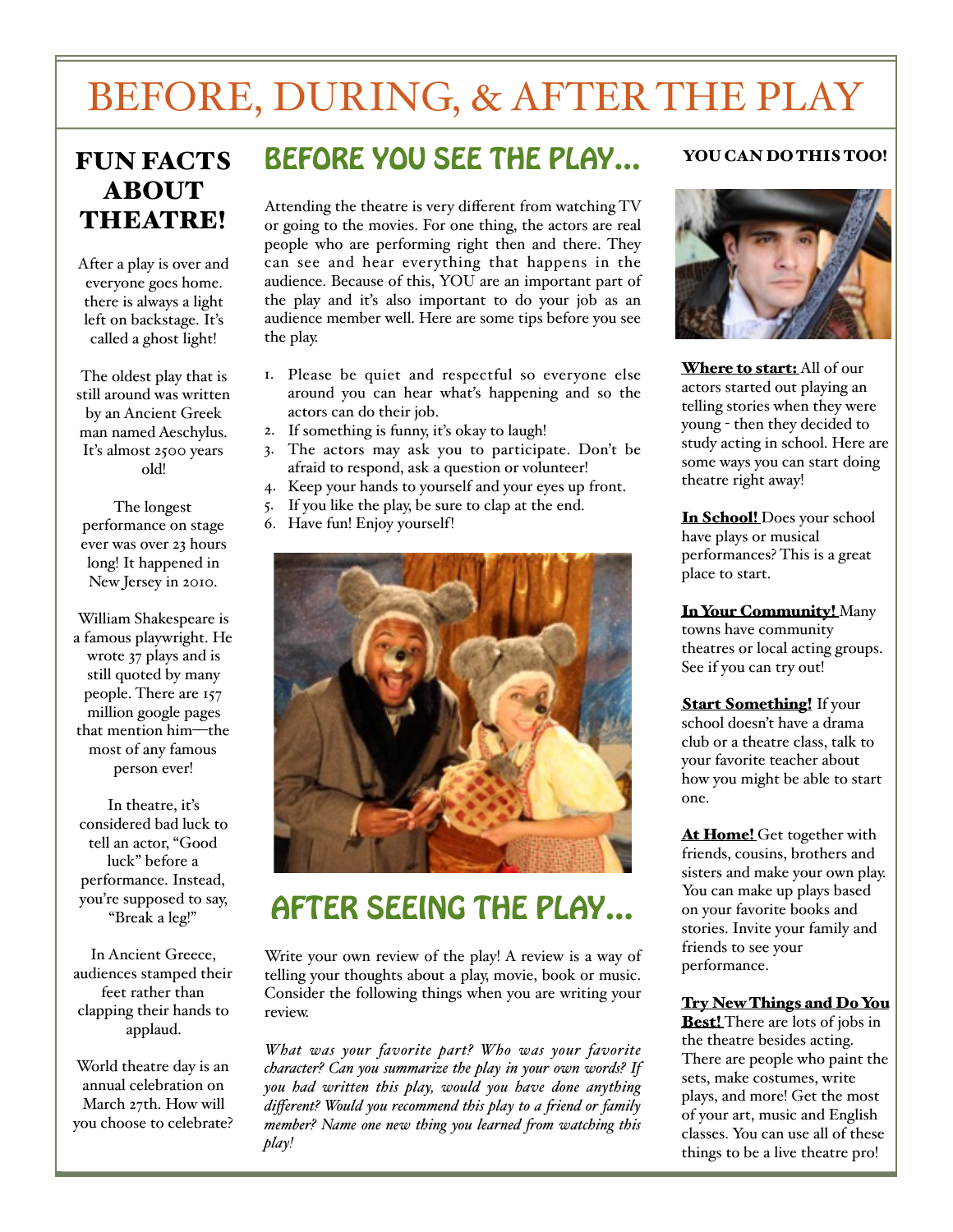# BEFORE, DURING, & AFTER THE PLAY

## FUN FACTS ABOUT THEATRE!

After a play is over and everyone goes home, there is always a light left on backstage. It's called a ghost light!

The oldest play that is still around was written by an Ancient Greek man named Aeschylus. It's almost 2500 years old!

The longest performance on stage ever was over 23 hours long! It happened in New Jersey in 2010.

William Shakespeare is a famous playwright. He wrote 37 plays and is still quoted by many people. There are 157 million google pages that mention him—the most of any famous person ever!

In theatre, it's considered bad luck to tell an actor, "Good luck" before a performance. Instead, you're supposed to say, "Break a leg!"

In Ancient Greece, audiences stamped their feet rather than clapping their hands to applaud.

World theatre day is an annual celebration on March 27th. How will you choose to celebrate?

## BEFORE YOU SEE THE PLAY...

Attending the theatre is very different from watching TV or going to the movies. For one thing, the actors are real people who are performing right then and there. They can see and hear everything that happens in the audience. Because of this, YOU are an important part of the play and it's also important to do your job as an audience member well. Here are some tips before you see the play.

1. Please be quiet and respectful so everyone else around you can hear what's happening and so the actors can do their job.
2. If something is funny, it's okay to laugh!
3. The actors may ask you to participate. Don't be afraid to respond, ask a question or volunteer!
4. Keep your hands to yourself and your eyes up front.
5. If you like the play, be sure to clap at the end.
6. Have fun! Enjoy yourself!

## AFTER SEEING THE PLAY...

Write your own review of the play! A review is a way of telling your thoughts about a play, movie, book or music. Consider the following things when you are writing your review.

*What was your favorite part? Who was your favorite character? Can you summarize the play in your own words? If you had written this play, would you have done anything different? Would you recommend this play to a friend or family member? Name one new thing you learned from watching this play!*

## YOU CAN DO THIS TOO!

**Where to start:** All of our actors started out playing an telling stories when they were young - then they decided to study acting in school. Here are some ways you can start doing theatre right away!

**In School!** Does your school have plays or musical performances? This is a great place to start.

**In Your Community!** Many towns have community theatres or local acting groups. See if you can try out!

**Start Something!** If your school doesn't have a drama club or a theatre class, talk to your favorite teacher about how you might be able to start one.

**At Home!** Get together with friends, cousins, brothers and sisters and make your own play. You can make up plays based on your favorite books and stories. Invite your family and friends to see your performance.

**Try New Things and Do You Best!** There are lots of jobs in the theatre besides acting. There are people who paint the sets, make costumes, write plays, and more! Get the most of your art, music and English classes. You can use all of these things to be a live theatre pro!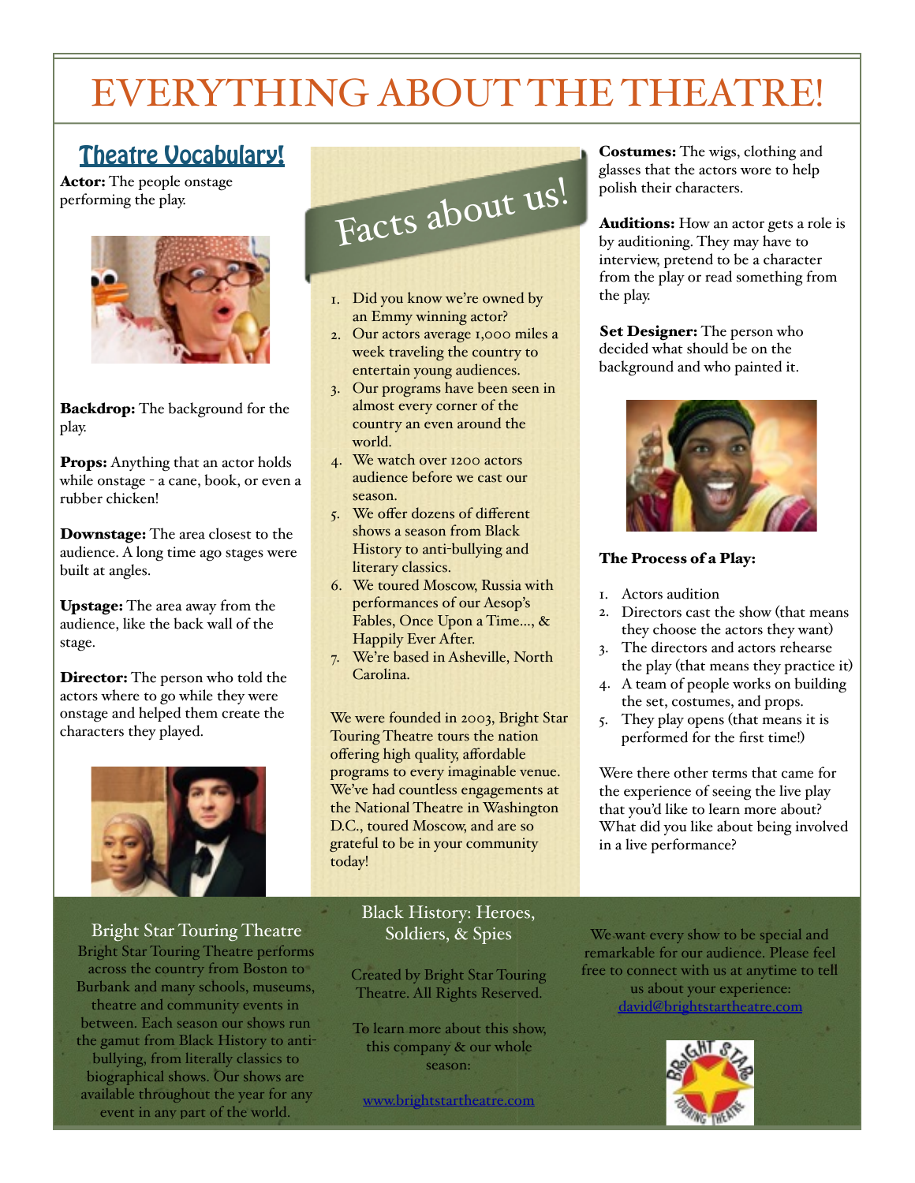# EVERYTHING ABOUT THE THEATRE!

## Theatre Vocabulary!

**Actor:** The people onstage performing the play.

**Backdrop:** The background for the play.

**Props:** Anything that an actor holds while onstage - a cane, book, or even a rubber chicken!

**Downstage:** The area closest to the audience. A long time ago stages were built at angles.

**Upstage:** The area away from the audience, like the back wall of the stage.

**Director:** The person who told the actors where to go while they were onstage and helped them create the characters they played.

## Facts about us!

1. Did you know we're owned by an Emmy winning actor?
2. Our actors average 1,000 miles a week traveling the country to entertain young audiences.
3. Our programs have been seen in almost every corner of the country an even around the world.
4. We watch over 1200 actors audience before we cast our season.
5. We offer dozens of different shows a season from Black History to anti-bullying and literary classics.
6. We toured Moscow, Russia with performances of our Aesop's Fables, Once Upon a Time..., & Happily Ever After.
7. We're based in Asheville, North Carolina.

We were founded in 2003, Bright Star Touring Theatre tours the nation offering high quality, affordable programs to every imaginable venue. We've had countless engagements at the National Theatre in Washington D.C., toured Moscow, and are so grateful to be in your community today!

**Costumes:** The wigs, clothing and glasses that the actors wore to help polish their characters.

**Auditions:** How an actor gets a role is by auditioning. They may have to interview, pretend to be a character from the play or read something from the play.

**Set Designer:** The person who decided what should be on the background and who painted it.

### The Process of a Play:

1. Actors audition
2. Directors cast the show (that means they choose the actors they want)
3. The directors and actors rehearse the play (that means they practice it)
4. A team of people works on building the set, costumes, and props.
5. They play opens (that means it is performed for the first time!)

Were there other terms that came for the experience of seeing the live play that you'd like to learn more about? What did you like about being involved in a live performance?

### Bright Star Touring Theatre

Bright Star Touring Theatre performs across the country from Boston to Burbank and many schools, museums, theatre and community events in between. Each season our shows run the gamut from Black History to anti-bullying, from literally classics to biographical shows. Our shows are available throughout the year for any event in any part of the world.

### Black History: Heroes, Soldiers, & Spies

Created by Bright Star Touring Theatre. All Rights Reserved.

To learn more about this show, this company & our whole season:

www.brightstartheatre.com

We want every show to be special and remarkable for our audience. Please feel free to connect with us at anytime to tell us about your experience: david@brightstartheatre.com